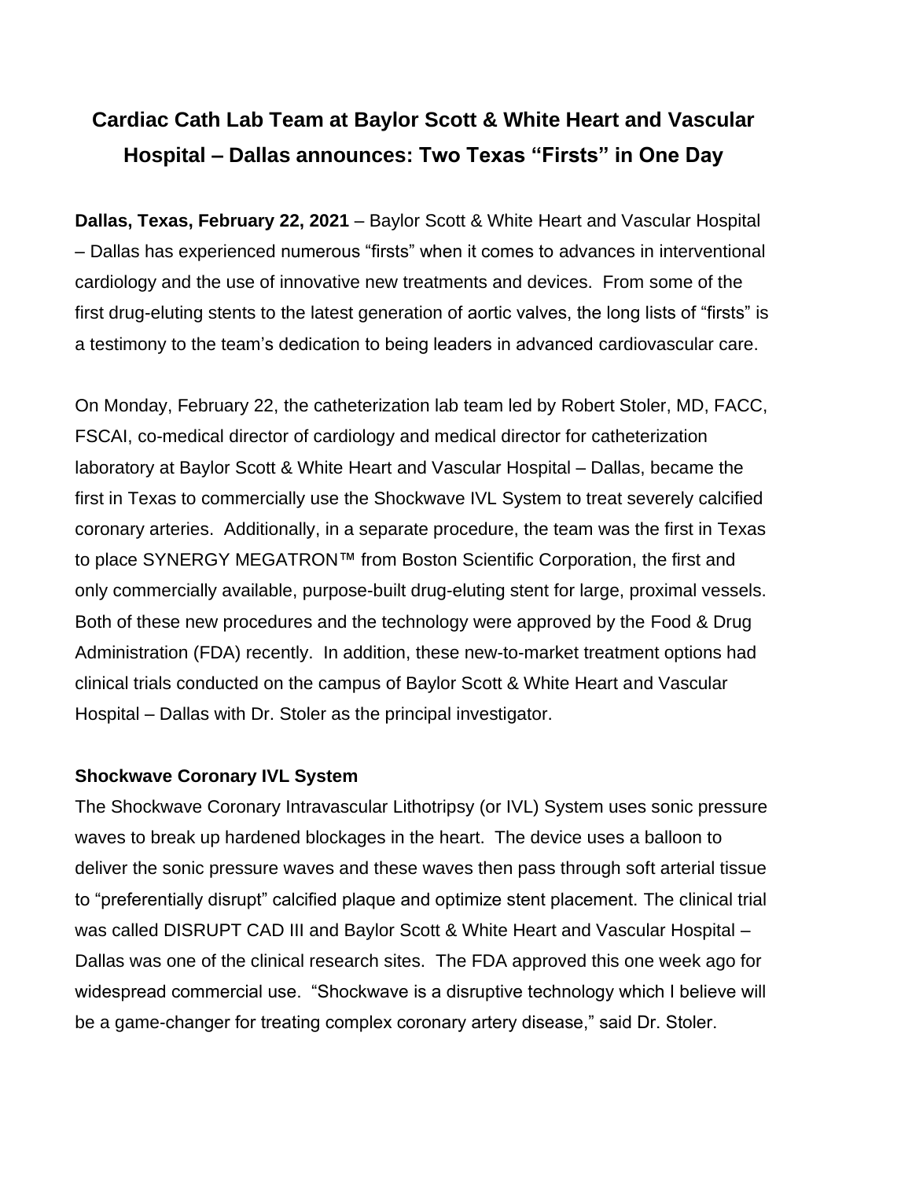# Cardiac Cath Lab Team at Baylor Scott & White Heart and Vascular Hospital – Dallas announces: Two Texas "Firsts" in One Day

**Dallas, Texas, February 22, 2021** – Baylor Scott & White Heart and Vascular Hospital – Dallas has experienced numerous "firsts" when it comes to advances in interventional cardiology and the use of innovative new treatments and devices. From some of the first drug-eluting stents to the latest generation of aortic valves, the long lists of "firsts" is a testimony to the team's dedication to being leaders in advanced cardiovascular care.

On Monday, February 22, the catheterization lab team led by Robert Stoler, MD, FACC, FSCAI, co-medical director of cardiology and medical director for catheterization laboratory at Baylor Scott & White Heart and Vascular Hospital – Dallas, became the first in Texas to commercially use the Shockwave IVL System to treat severely calcified coronary arteries. Additionally, in a separate procedure, the team was the first in Texas to place SYNERGY MEGATRON™ from Boston Scientific Corporation, the first and only commercially available, purpose-built drug-eluting stent for large, proximal vessels. Both of these new procedures and the technology were approved by the Food & Drug Administration (FDA) recently. In addition, these new-to-market treatment options had clinical trials conducted on the campus of Baylor Scott & White Heart and Vascular Hospital – Dallas with Dr. Stoler as the principal investigator.

### Shockwave Coronary IVL System

The Shockwave Coronary Intravascular Lithotripsy (or IVL) System uses sonic pressure waves to break up hardened blockages in the heart. The device uses a balloon to deliver the sonic pressure waves and these waves then pass through soft arterial tissue to "preferentially disrupt" calcified plaque and optimize stent placement. The clinical trial was called DISRUPT CAD III and Baylor Scott & White Heart and Vascular Hospital – Dallas was one of the clinical research sites. The FDA approved this one week ago for widespread commercial use. "Shockwave is a disruptive technology which I believe will be a game-changer for treating complex coronary artery disease," said Dr. Stoler.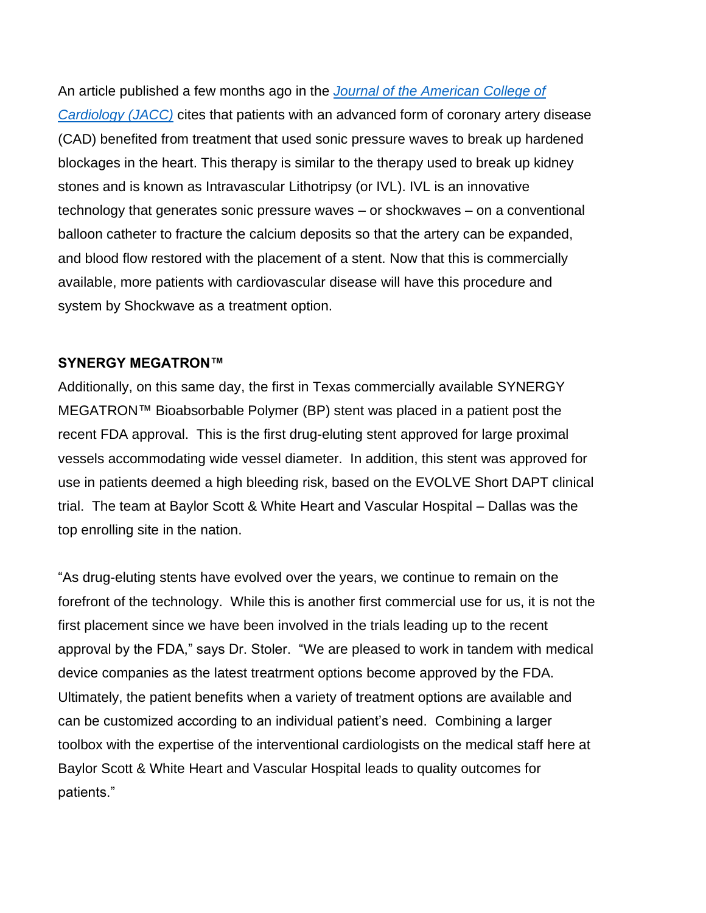An article published a few months ago in the [Journal of the American College of Cardiology (JACC)]() cites that patients with an advanced form of coronary artery disease (CAD) benefited from treatment that used sonic pressure waves to break up hardened blockages in the heart. This therapy is similar to the therapy used to break up kidney stones and is known as Intravascular Lithotripsy (or IVL). IVL is an innovative technology that generates sonic pressure waves – or shockwaves – on a conventional balloon catheter to fracture the calcium deposits so that the artery can be expanded, and blood flow restored with the placement of a stent. Now that this is commercially available, more patients with cardiovascular disease will have this procedure and system by Shockwave as a treatment option.

**SYNERGY MEGATRON™**

Additionally, on this same day, the first in Texas commercially available SYNERGY MEGATRON™ Bioabsorbable Polymer (BP) stent was placed in a patient post the recent FDA approval. This is the first drug-eluting stent approved for large proximal vessels accommodating wide vessel diameter. In addition, this stent was approved for use in patients deemed a high bleeding risk, based on the EVOLVE Short DAPT clinical trial. The team at Baylor Scott & White Heart and Vascular Hospital – Dallas was the top enrolling site in the nation.

"As drug-eluting stents have evolved over the years, we continue to remain on the forefront of the technology. While this is another first commercial use for us, it is not the first placement since we have been involved in the trials leading up to the recent approval by the FDA," says Dr. Stoler. "We are pleased to work in tandem with medical device companies as the latest treatrment options become approved by the FDA. Ultimately, the patient benefits when a variety of treatment options are available and can be customized according to an individual patient's need. Combining a larger toolbox with the expertise of the interventional cardiologists on the medical staff here at Baylor Scott & White Heart and Vascular Hospital leads to quality outcomes for patients."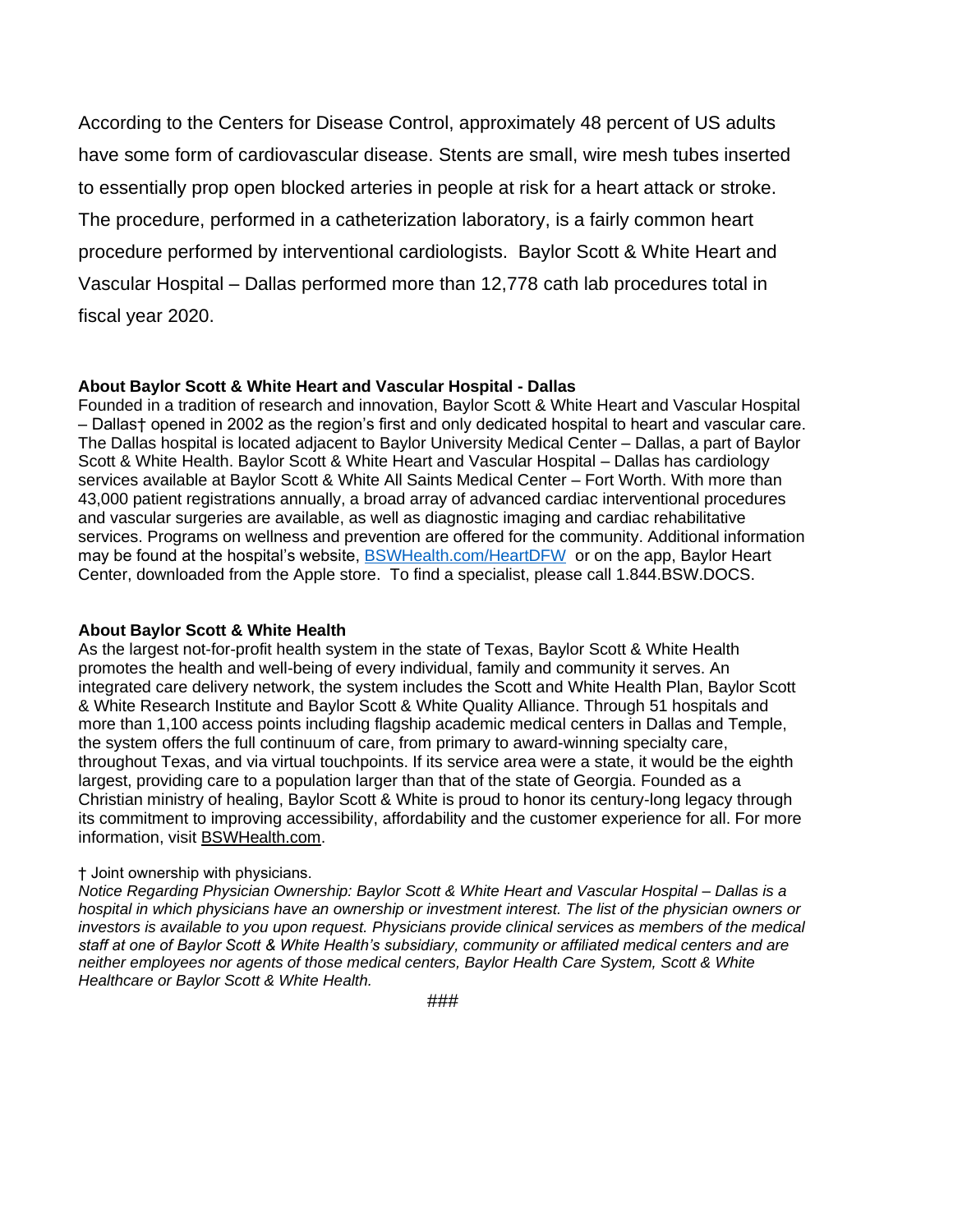According to the Centers for Disease Control, approximately 48 percent of US adults have some form of cardiovascular disease. Stents are small, wire mesh tubes inserted to essentially prop open blocked arteries in people at risk for a heart attack or stroke. The procedure, performed in a catheterization laboratory, is a fairly common heart procedure performed by interventional cardiologists. Baylor Scott & White Heart and Vascular Hospital – Dallas performed more than 12,778 cath lab procedures total in fiscal year 2020.

**About Baylor Scott & White Heart and Vascular Hospital - Dallas**
Founded in a tradition of research and innovation, Baylor Scott & White Heart and Vascular Hospital – Dallas† opened in 2002 as the region's first and only dedicated hospital to heart and vascular care. The Dallas hospital is located adjacent to Baylor University Medical Center – Dallas, a part of Baylor Scott & White Health. Baylor Scott & White Heart and Vascular Hospital – Dallas has cardiology services available at Baylor Scott & White All Saints Medical Center – Fort Worth. With more than 43,000 patient registrations annually, a broad array of advanced cardiac interventional procedures and vascular surgeries are available, as well as diagnostic imaging and cardiac rehabilitative services. Programs on wellness and prevention are offered for the community. Additional information may be found at the hospital's website, BSWHealth.com/HeartDFW or on the app, Baylor Heart Center, downloaded from the Apple store. To find a specialist, please call 1.844.BSW.DOCS.

**About Baylor Scott & White Health**
As the largest not-for-profit health system in the state of Texas, Baylor Scott & White Health promotes the health and well-being of every individual, family and community it serves. An integrated care delivery network, the system includes the Scott and White Health Plan, Baylor Scott & White Research Institute and Baylor Scott & White Quality Alliance. Through 51 hospitals and more than 1,100 access points including flagship academic medical centers in Dallas and Temple, the system offers the full continuum of care, from primary to award-winning specialty care, throughout Texas, and via virtual touchpoints. If its service area were a state, it would be the eighth largest, providing care to a population larger than that of the state of Georgia. Founded as a Christian ministry of healing, Baylor Scott & White is proud to honor its century-long legacy through its commitment to improving accessibility, affordability and the customer experience for all. For more information, visit BSWHealth.com.

† Joint ownership with physicians.
*Notice Regarding Physician Ownership: Baylor Scott & White Heart and Vascular Hospital – Dallas is a hospital in which physicians have an ownership or investment interest. The list of the physician owners or investors is available to you upon request. Physicians provide clinical services as members of the medical staff at one of Baylor Scott & White Health's subsidiary, community or affiliated medical centers and are neither employees nor agents of those medical centers, Baylor Health Care System, Scott & White Healthcare or Baylor Scott & White Health.*

###